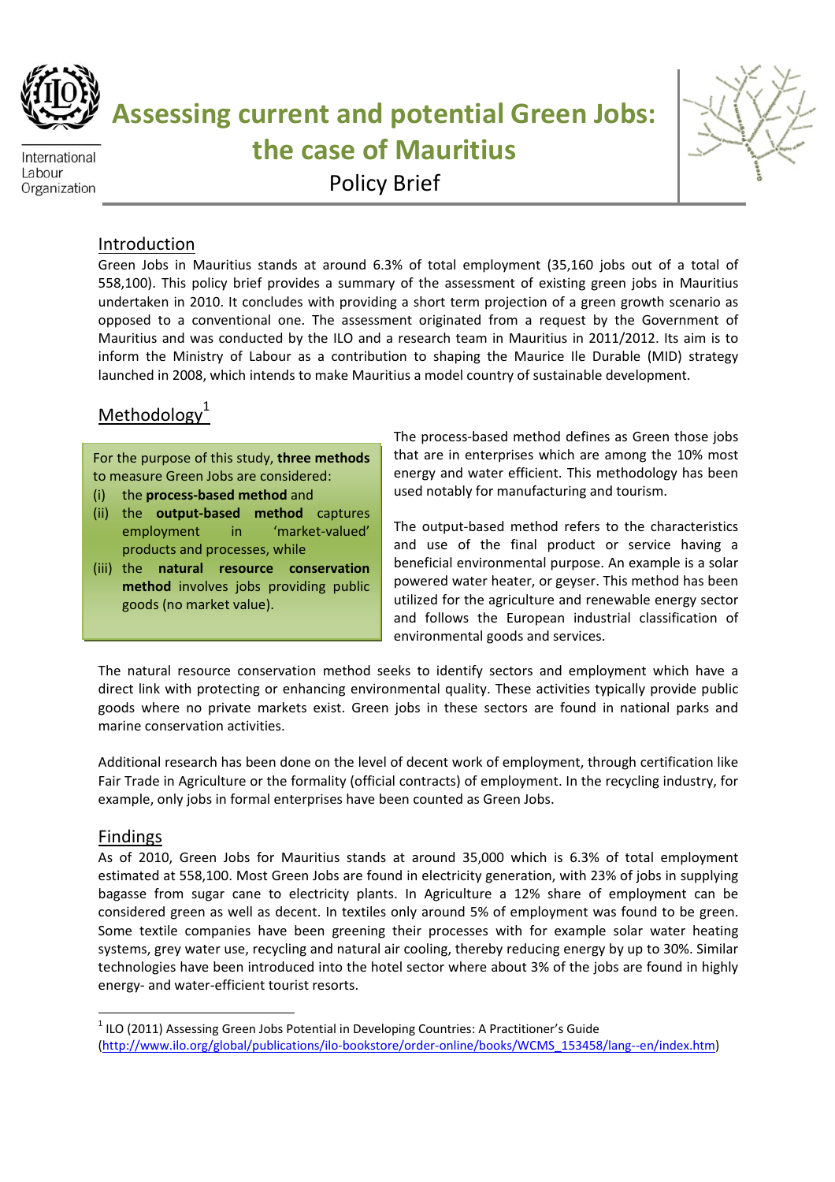International Labour Organization

# Assessing current and potential Green Jobs: the case of Mauritius

Policy Brief

## Introduction

Green Jobs in Mauritius stands at around 6.3% of total employment (35,160 jobs out of a total of 558,100). This policy brief provides a summary of the assessment of existing green jobs in Mauritius undertaken in 2010. It concludes with providing a short term projection of a green growth scenario as opposed to a conventional one. The assessment originated from a request by the Government of Mauritius and was conducted by the ILO and a research team in Mauritius in 2011/2012. Its aim is to inform the Ministry of Labour as a contribution to shaping the Maurice Ile Durable (MID) strategy launched in 2008, which intends to make Mauritius a model country of sustainable development.

## Methodology[1]

For the purpose of this study, **three methods** to measure Green Jobs are considered:

(i) the **process-based method** and
(ii) the **output-based method** captures employment in 'market-valued' products and processes, while
(iii) the **natural resource conservation method** involves jobs providing public goods (no market value).

The process-based method defines as Green those jobs that are in enterprises which are among the 10% most energy and water efficient. This methodology has been used notably for manufacturing and tourism.

The output-based method refers to the characteristics and use of the final product or service having a beneficial environmental purpose. An example is a solar powered water heater, or geyser. This method has been utilized for the agriculture and renewable energy sector and follows the European industrial classification of environmental goods and services.

The natural resource conservation method seeks to identify sectors and employment which have a direct link with protecting or enhancing environmental quality. These activities typically provide public goods where no private markets exist. Green jobs in these sectors are found in national parks and marine conservation activities.

Additional research has been done on the level of decent work of employment, through certification like Fair Trade in Agriculture or the formality (official contracts) of employment. In the recycling industry, for example, only jobs in formal enterprises have been counted as Green Jobs.

## Findings

As of 2010, Green Jobs for Mauritius stands at around 35,000 which is 6.3% of total employment estimated at 558,100. Most Green Jobs are found in electricity generation, with 23% of jobs in supplying bagasse from sugar cane to electricity plants. In Agriculture a 12% share of employment can be considered green as well as decent. In textiles only around 5% of employment was found to be green. Some textile companies have been greening their processes with for example solar water heating systems, grey water use, recycling and natural air cooling, thereby reducing energy by up to 30%. Similar technologies have been introduced into the hotel sector where about 3% of the jobs are found in highly energy- and water-efficient tourist resorts.

---

[1] ILO (2011) Assessing Green Jobs Potential in Developing Countries: A Practitioner's Guide (http://www.ilo.org/global/publications/ilo-bookstore/order-online/books/WCMS_153458/lang--en/index.htm)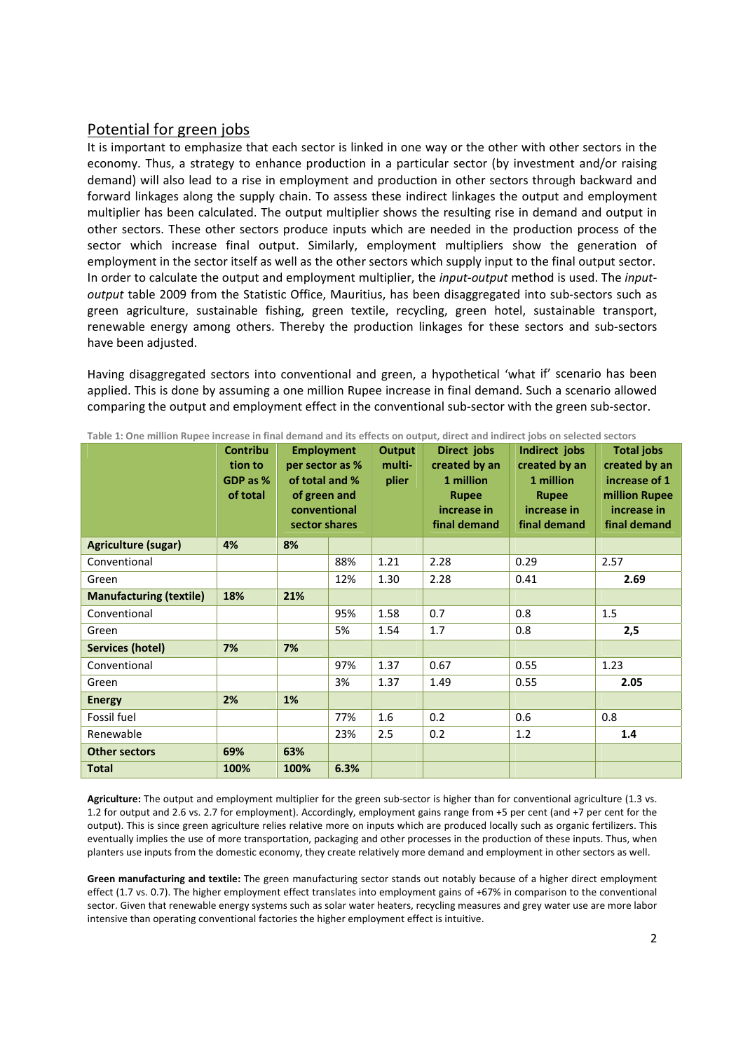## Potential for green jobs

It is important to emphasize that each sector is linked in one way or the other with other sectors in the economy. Thus, a strategy to enhance production in a particular sector (by investment and/or raising demand) will also lead to a rise in employment and production in other sectors through backward and forward linkages along the supply chain. To assess these indirect linkages the output and employment multiplier has been calculated. The output multiplier shows the resulting rise in demand and output in other sectors. These other sectors produce inputs which are needed in the production process of the sector which increase final output. Similarly, employment multipliers show the generation of employment in the sector itself as well as the other sectors which supply input to the final output sector. In order to calculate the output and employment multiplier, the *input-output* method is used. The *input-output* table 2009 from the Statistic Office, Mauritius, has been disaggregated into sub-sectors such as green agriculture, sustainable fishing, green textile, recycling, green hotel, sustainable transport, renewable energy among others. Thereby the production linkages for these sectors and sub-sectors have been adjusted.

Having disaggregated sectors into conventional and green, a hypothetical 'what if' scenario has been applied. This is done by assuming a one million Rupee increase in final demand. Such a scenario allowed comparing the output and employment effect in the conventional sub-sector with the green sub-sector.

Table 1: One million Rupee increase in final demand and its effects on output, direct and indirect jobs on selected sectors

| | Contribution to GDP as % of total | Employment per sector as % of total and % of green and conventional sector shares | | Output multiplier | Direct jobs created by an 1 million Rupee increase in final demand | Indirect jobs created by an 1 million Rupee increase in final demand | Total jobs created by an increase of 1 million Rupee increase in final demand |
|---|---|---|---|---|---|---|---|
| **Agriculture (sugar)** | **4%** | **8%** | | | | | |
| Conventional | | | 88% | 1.21 | 2.28 | 0.29 | 2.57 |
| Green | | | 12% | 1.30 | 2.28 | 0.41 | **2.69** |
| **Manufacturing (textile)** | **18%** | **21%** | | | | | |
| Conventional | | | 95% | 1.58 | 0.7 | 0.8 | 1.5 |
| Green | | | 5% | 1.54 | 1.7 | 0.8 | **2,5** |
| **Services (hotel)** | **7%** | **7%** | | | | | |
| Conventional | | | 97% | 1.37 | 0.67 | 0.55 | 1.23 |
| Green | | | 3% | 1.37 | 1.49 | 0.55 | **2.05** |
| **Energy** | **2%** | **1%** | | | | | |
| Fossil fuel | | | 77% | 1.6 | 0.2 | 0.6 | 0.8 |
| Renewable | | | 23% | 2.5 | 0.2 | 1.2 | **1.4** |
| **Other sectors** | **69%** | **63%** | | | | | |
| **Total** | **100%** | **100%** | **6.3%** | | | | |

**Agriculture:** The output and employment multiplier for the green sub-sector is higher than for conventional agriculture (1.3 vs. 1.2 for output and 2.6 vs. 2.7 for employment). Accordingly, employment gains range from +5 per cent (and +7 per cent for the output). This is since green agriculture relies relative more on inputs which are produced locally such as organic fertilizers. This eventually implies the use of more transportation, packaging and other processes in the production of these inputs. Thus, when planters use inputs from the domestic economy, they create relatively more demand and employment in other sectors as well.

**Green manufacturing and textile:** The green manufacturing sector stands out notably because of a higher direct employment effect (1.7 vs. 0.7). The higher employment effect translates into employment gains of +67% in comparison to the conventional sector. Given that renewable energy systems such as solar water heaters, recycling measures and grey water use are more labor intensive than operating conventional factories the higher employment effect is intuitive.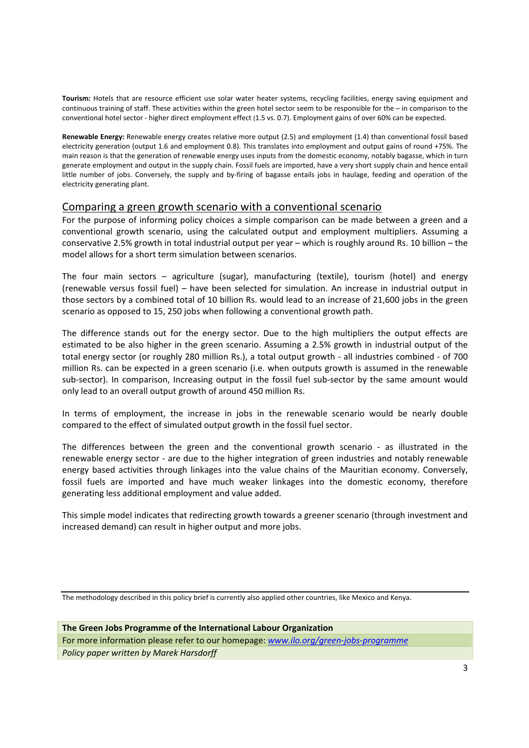**Tourism:** Hotels that are resource efficient use solar water heater systems, recycling facilities, energy saving equipment and continuous training of staff. These activities within the green hotel sector seem to be responsible for the – in comparison to the conventional hotel sector - higher direct employment effect (1.5 vs. 0.7). Employment gains of over 60% can be expected.

**Renewable Energy:** Renewable energy creates relative more output (2.5) and employment (1.4) than conventional fossil based electricity generation (output 1.6 and employment 0.8). This translates into employment and output gains of round +75%. The main reason is that the generation of renewable energy uses inputs from the domestic economy, notably bagasse, which in turn generate employment and output in the supply chain. Fossil fuels are imported, have a very short supply chain and hence entail little number of jobs. Conversely, the supply and by-firing of bagasse entails jobs in haulage, feeding and operation of the electricity generating plant.

## Comparing a green growth scenario with a conventional scenario

For the purpose of informing policy choices a simple comparison can be made between a green and a conventional growth scenario, using the calculated output and employment multipliers. Assuming a conservative 2.5% growth in total industrial output per year – which is roughly around Rs. 10 billion – the model allows for a short term simulation between scenarios.

The four main sectors – agriculture (sugar), manufacturing (textile), tourism (hotel) and energy (renewable versus fossil fuel) – have been selected for simulation. An increase in industrial output in those sectors by a combined total of 10 billion Rs. would lead to an increase of 21,600 jobs in the green scenario as opposed to 15, 250 jobs when following a conventional growth path.

The difference stands out for the energy sector. Due to the high multipliers the output effects are estimated to be also higher in the green scenario. Assuming a 2.5% growth in industrial output of the total energy sector (or roughly 280 million Rs.), a total output growth - all industries combined - of 700 million Rs. can be expected in a green scenario (i.e. when outputs growth is assumed in the renewable sub-sector). In comparison, Increasing output in the fossil fuel sub-sector by the same amount would only lead to an overall output growth of around 450 million Rs.

In terms of employment, the increase in jobs in the renewable scenario would be nearly double compared to the effect of simulated output growth in the fossil fuel sector.

The differences between the green and the conventional growth scenario - as illustrated in the renewable energy sector - are due to the higher integration of green industries and notably renewable energy based activities through linkages into the value chains of the Mauritian economy. Conversely, fossil fuels are imported and have much weaker linkages into the domestic economy, therefore generating less additional employment and value added.

This simple model indicates that redirecting growth towards a greener scenario (through investment and increased demand) can result in higher output and more jobs.

---

The methodology described in this policy brief is currently also applied other countries, like Mexico and Kenya.

**The Green Jobs Programme of the International Labour Organization**

For more information please refer to our homepage: *www.ilo.org/green-jobs-programme*

*Policy paper written by Marek Harsdorff*